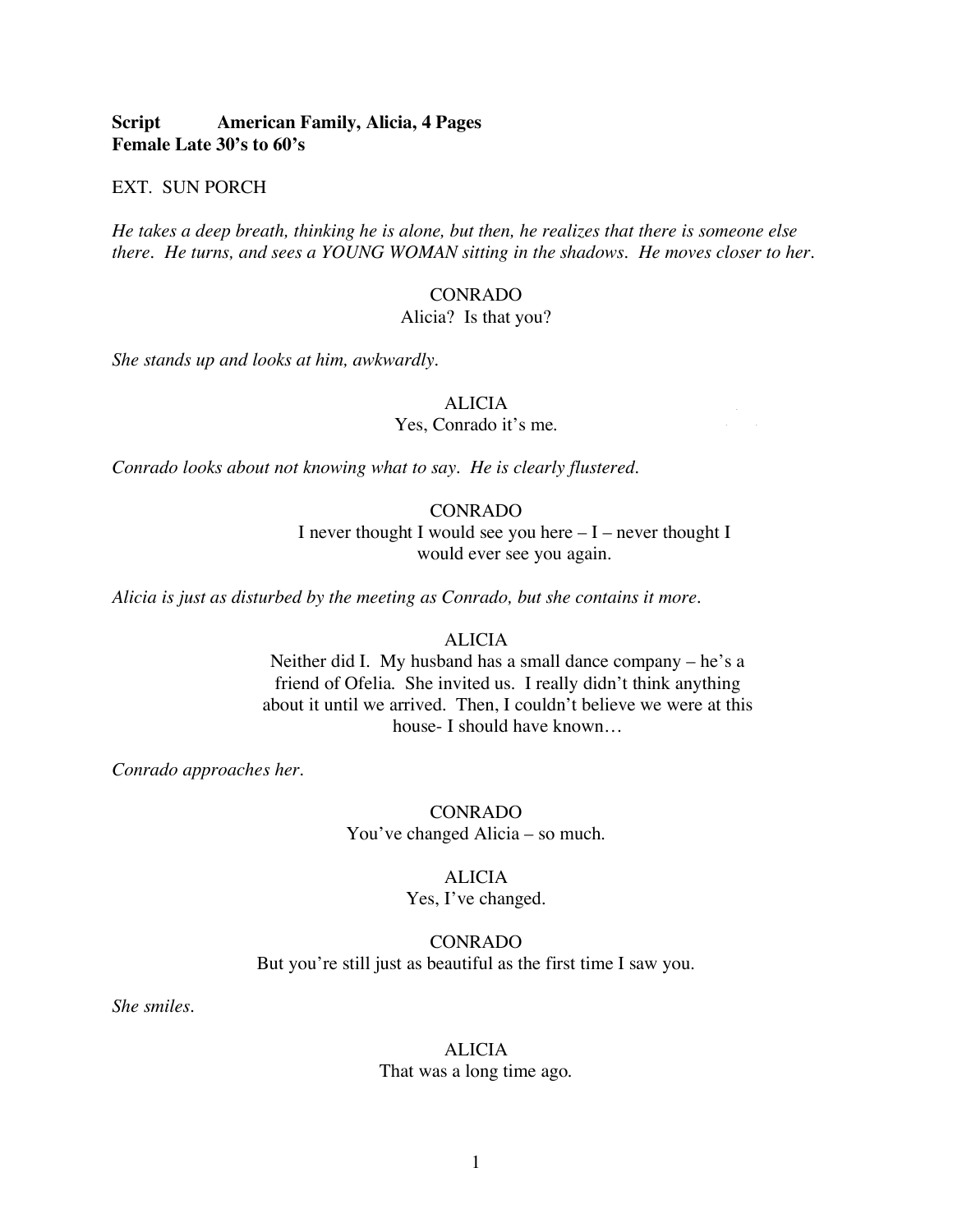**Script American Family, Alicia, 4 Pages**
**Female Late 30's to 60's**

EXT. SUN PORCH

*He takes a deep breath, thinking he is alone, but then, he realizes that there is someone else there. He turns, and sees a YOUNG WOMAN sitting in the shadows. He moves closer to her.*

CONRADO
Alicia? Is that you?

*She stands up and looks at him, awkwardly.*

ALICIA
Yes, Conrado it's me.

*Conrado looks about not knowing what to say. He is clearly flustered.*

CONRADO
I never thought I would see you here – I – never thought I would ever see you again.

*Alicia is just as disturbed by the meeting as Conrado, but she contains it more.*

ALICIA
Neither did I. My husband has a small dance company – he's a friend of Ofelia. She invited us. I really didn't think anything about it until we arrived. Then, I couldn't believe we were at this house- I should have known…

*Conrado approaches her.*

CONRADO
You've changed Alicia – so much.

ALICIA
Yes, I've changed.

CONRADO
But you're still just as beautiful as the first time I saw you.

*She smiles.*

ALICIA
That was a long time ago.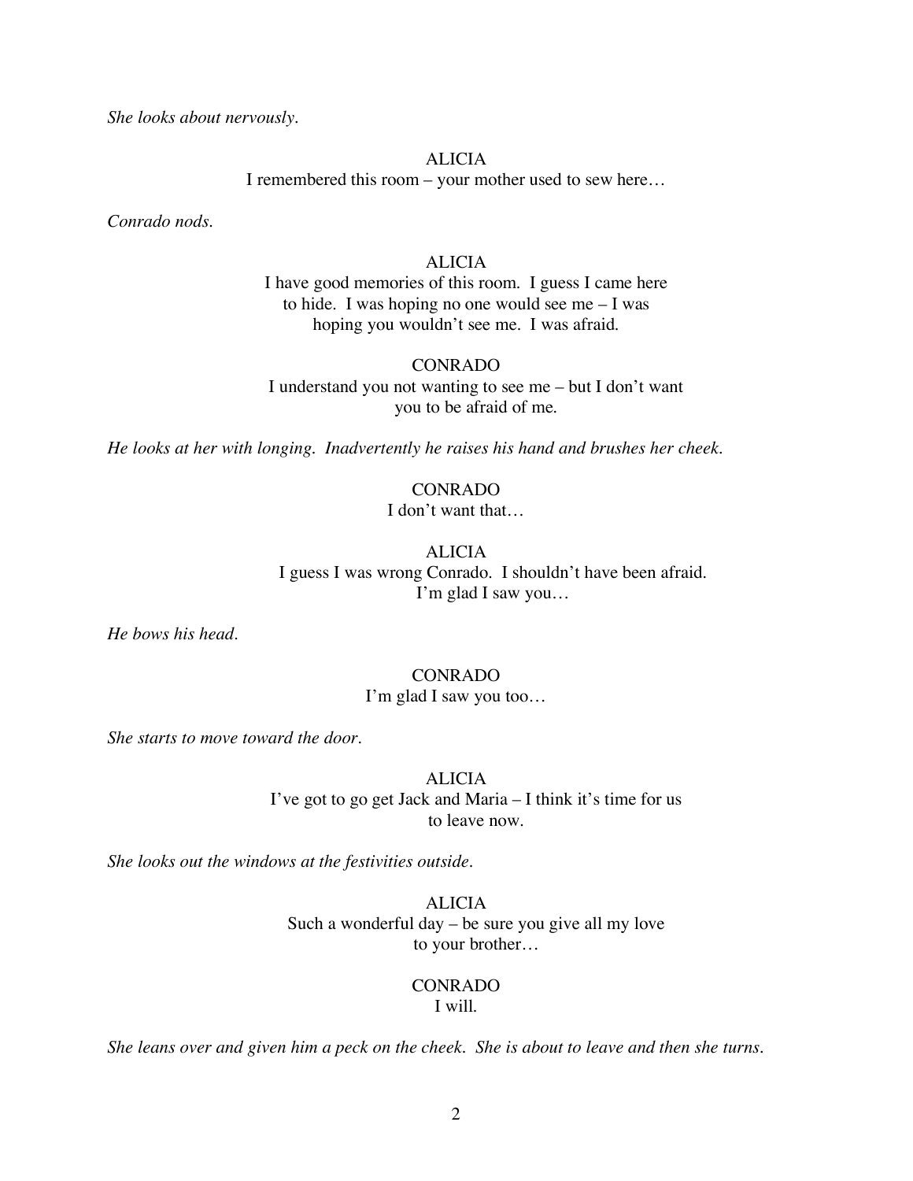*She looks about nervously.*

ALICIA
I remembered this room – your mother used to sew here…

*Conrado nods.*

ALICIA
I have good memories of this room. I guess I came here to hide. I was hoping no one would see me – I was hoping you wouldn't see me. I was afraid.

CONRADO
I understand you not wanting to see me – but I don't want you to be afraid of me.

*He looks at her with longing. Inadvertently he raises his hand and brushes her cheek.*

CONRADO
I don't want that…

ALICIA
I guess I was wrong Conrado. I shouldn't have been afraid. I'm glad I saw you…

*He bows his head.*

CONRADO
I'm glad I saw you too…

*She starts to move toward the door.*

ALICIA
I've got to go get Jack and Maria – I think it's time for us to leave now.

*She looks out the windows at the festivities outside.*

ALICIA
Such a wonderful day – be sure you give all my love to your brother…

CONRADO
I will.

*She leans over and given him a peck on the cheek. She is about to leave and then she turns.*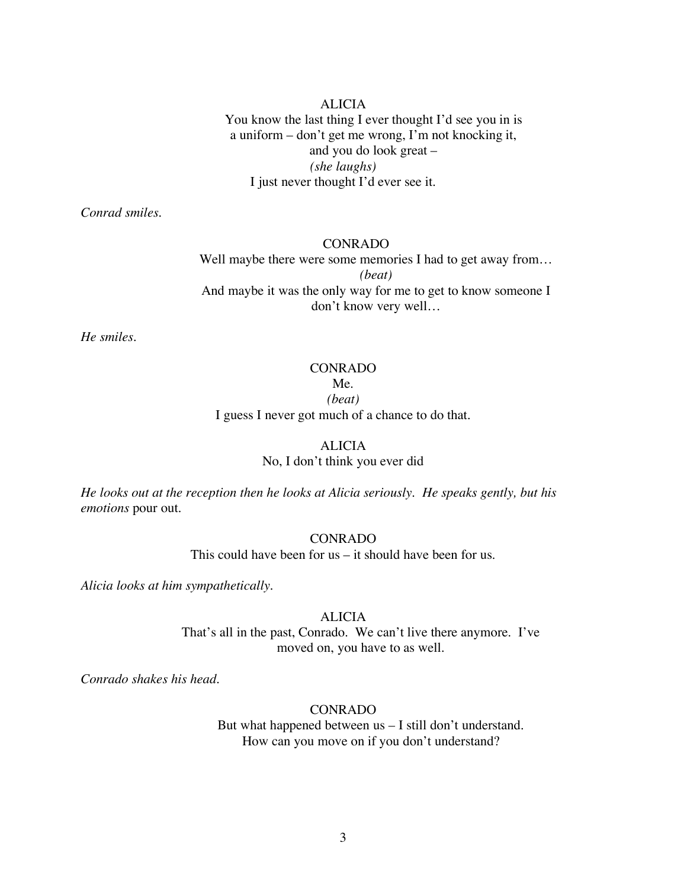ALICIA

You know the last thing I ever thought I'd see you in is a uniform – don't get me wrong, I'm not knocking it, and you do look great –

*(she laughs)*

I just never thought I'd ever see it.

*Conrad smiles.*

CONRADO

Well maybe there were some memories I had to get away from…

*(beat)*

And maybe it was the only way for me to get to know someone I don't know very well…

*He smiles.*

CONRADO

Me.

*(beat)*

I guess I never got much of a chance to do that.

ALICIA

No, I don't think you ever did

*He looks out at the reception then he looks at Alicia seriously. He speaks gently, but his emotions* pour out.

CONRADO

This could have been for us – it should have been for us.

*Alicia looks at him sympathetically.*

ALICIA

That's all in the past, Conrado. We can't live there anymore. I've moved on, you have to as well.

*Conrado shakes his head.*

CONRADO

But what happened between us – I still don't understand. How can you move on if you don't understand?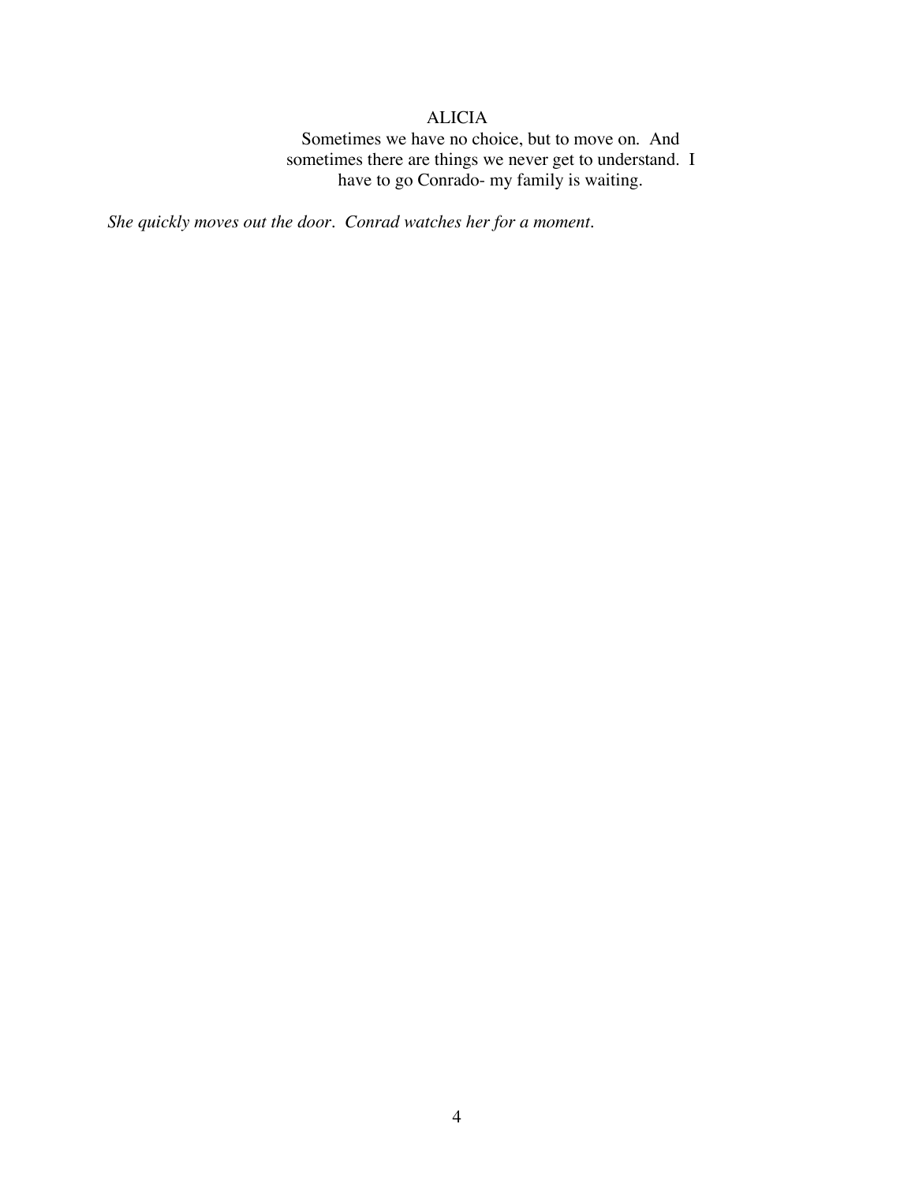ALICIA

Sometimes we have no choice, but to move on. And sometimes there are things we never get to understand. I have to go Conrado- my family is waiting.

*She quickly moves out the door. Conrad watches her for a moment.*